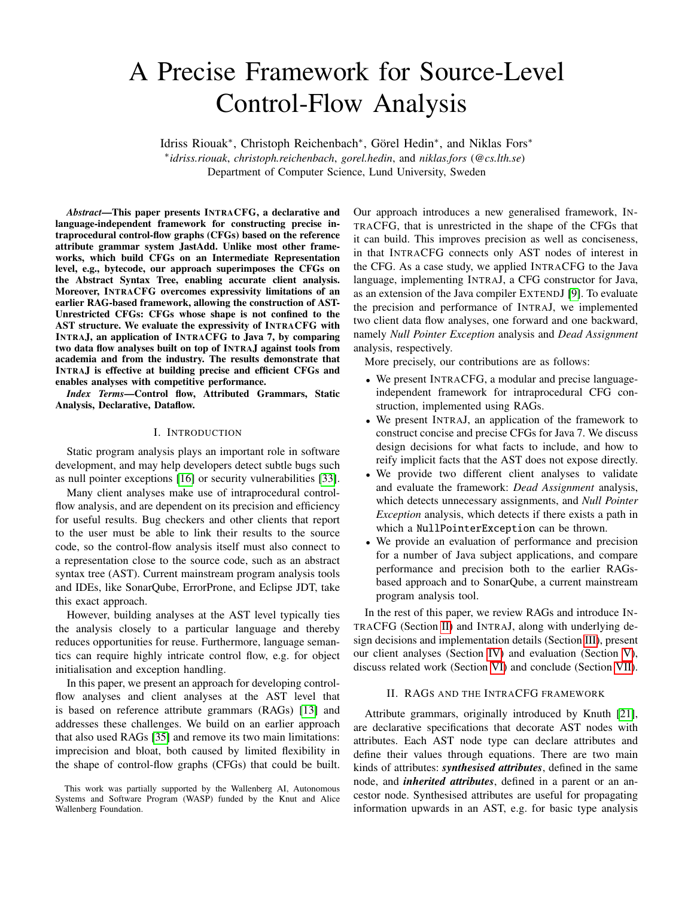# A Precise Framework for Source-Level Control-Flow Analysis

Idriss Riouak\*, Christoph Reichenbach\*, Görel Hedin\*, and Niklas Fors\*

\**idriss.riouak*, *christoph.reichenbach*, *gorel.hedin*, and *niklas.fors* (*@cs.lth.se*)
Department of Computer Science, Lund University, Sweden

***Abstract*—This paper presents INTRACFG, a declarative and language-independent framework for constructing precise intraprocedural control-flow graphs (CFGs) based on the reference attribute grammar system JastAdd. Unlike most other frameworks, which build CFGs on an Intermediate Representation level, e.g., bytecode, our approach superimposes the CFGs on the Abstract Syntax Tree, enabling accurate client analysis. Moreover, INTRACFG overcomes expressivity limitations of an earlier RAG-based framework, allowing the construction of AST-Unrestricted CFGs: CFGs whose shape is not confined to the AST structure. We evaluate the expressivity of INTRACFG with INTRAJ, an application of INTRACFG to Java 7, by comparing two data flow analyses built on top of INTRAJ against tools from academia and from the industry. The results demonstrate that INTRAJ is effective at building precise and efficient CFGs and enables analyses with competitive performance.**

***Index Terms*—Control flow, Attributed Grammars, Static Analysis, Declarative, Dataflow.**

## I. INTRODUCTION

Static program analysis plays an important role in software development, and may help developers detect subtle bugs such as null pointer exceptions [16] or security vulnerabilities [33].

Many client analyses make use of intraprocedural control-flow analysis, and are dependent on its precision and efficiency for useful results. Bug checkers and other clients that report to the user must be able to link their results to the source code, so the control-flow analysis itself must also connect to a representation close to the source code, such as an abstract syntax tree (AST). Current mainstream program analysis tools and IDEs, like SonarQube, ErrorProne, and Eclipse JDT, take this exact approach.

However, building analyses at the AST level typically ties the analysis closely to a particular language and thereby reduces opportunities for reuse. Furthermore, language semantics can require highly intricate control flow, e.g. for object initialisation and exception handling.

In this paper, we present an approach for developing control-flow analyses and client analyses at the AST level that is based on reference attribute grammars (RAGs) [13] and addresses these challenges. We build on an earlier approach that also used RAGs [35] and remove its two main limitations: imprecision and bloat, both caused by limited flexibility in the shape of control-flow graphs (CFGs) that could be built. Our approach introduces a new generalised framework, INTRACFG, that is unrestricted in the shape of the CFGs that it can build. This improves precision as well as conciseness, in that INTRACFG connects only AST nodes of interest in the CFG. As a case study, we applied INTRACFG to the Java language, implementing INTRAJ, a CFG constructor for Java, as an extension of the Java compiler EXTENDJ [9]. To evaluate the precision and performance of INTRAJ, we implemented two client data flow analyses, one forward and one backward, namely *Null Pointer Exception* analysis and *Dead Assignment* analysis, respectively.

This work was partially supported by the Wallenberg AI, Autonomous Systems and Software Program (WASP) funded by the Knut and Alice Wallenberg Foundation.

More precisely, our contributions are as follows:

- We present INTRACFG, a modular and precise language-independent framework for intraprocedural CFG construction, implemented using RAGs.
- We present INTRAJ, an application of the framework to construct concise and precise CFGs for Java 7. We discuss design decisions for what facts to include, and how to reify implicit facts that the AST does not expose directly.
- We provide two different client analyses to validate and evaluate the framework: *Dead Assignment* analysis, which detects unnecessary assignments, and *Null Pointer Exception* analysis, which detects if there exists a path in which a `NullPointerException` can be thrown.
- We provide an evaluation of performance and precision for a number of Java subject applications, and compare performance and precision both to the earlier RAGs-based approach and to SonarQube, a current mainstream program analysis tool.

In the rest of this paper, we review RAGs and introduce INTRACFG (Section II) and INTRAJ, along with underlying design decisions and implementation details (Section III), present our client analyses (Section IV) and evaluation (Section V), discuss related work (Section VI) and conclude (Section VII).

## II. RAGS AND THE INTRACFG FRAMEWORK

Attribute grammars, originally introduced by Knuth [21], are declarative specifications that decorate AST nodes with attributes. Each AST node type can declare attributes and define their values through equations. There are two main kinds of attributes: ***synthesised attributes***, defined in the same node, and ***inherited attributes***, defined in a parent or an ancestor node. Synthesised attributes are useful for propagating information upwards in an AST, e.g. for basic type analysis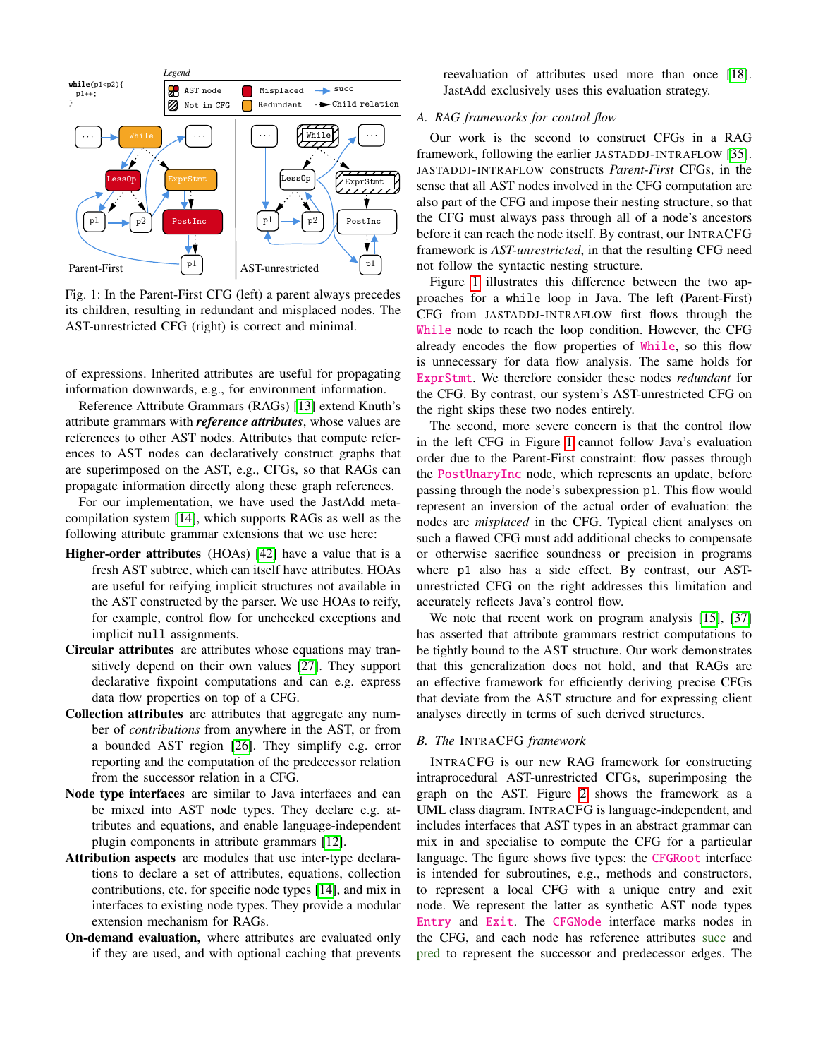Fig. 1: In the Parent-First CFG (left) a parent always precedes its children, resulting in redundant and misplaced nodes. The AST-unrestricted CFG (right) is correct and minimal.

of expressions. Inherited attributes are useful for propagating information downwards, e.g., for environment information.

Reference Attribute Grammars (RAGs) [13] extend Knuth's attribute grammars with ***reference attributes***, whose values are references to other AST nodes. Attributes that compute references to AST nodes can declaratively construct graphs that are superimposed on the AST, e.g., CFGs, so that RAGs can propagate information directly along these graph references.

For our implementation, we have used the JastAdd metacompilation system [14], which supports RAGs as well as the following attribute grammar extensions that we use here:

**Higher-order attributes** (HOAs) [42] have a value that is a fresh AST subtree, which can itself have attributes. HOAs are useful for reifying implicit structures not available in the AST constructed by the parser. We use HOAs to reify, for example, control flow for unchecked exceptions and implicit `null` assignments.

**Circular attributes** are attributes whose equations may transitively depend on their own values [27]. They support declarative fixpoint computations and can e.g. express data flow properties on top of a CFG.

**Collection attributes** are attributes that aggregate any number of *contributions* from anywhere in the AST, or from a bounded AST region [26]. They simplify e.g. error reporting and the computation of the predecessor relation from the successor relation in a CFG.

**Node type interfaces** are similar to Java interfaces and can be mixed into AST node types. They declare e.g. attributes and equations, and enable language-independent plugin components in attribute grammars [12].

**Attribution aspects** are modules that use inter-type declarations to declare a set of attributes, equations, collection contributions, etc. for specific node types [14], and mix in interfaces to existing node types. They provide a modular extension mechanism for RAGs.

**On-demand evaluation,** where attributes are evaluated only if they are used, and with optional caching that prevents reevaluation of attributes used more than once [18]. JastAdd exclusively uses this evaluation strategy.

## A. RAG frameworks for control flow

Our work is the second to construct CFGs in a RAG framework, following the earlier JASTADDJ-INTRAFLOW [35]. JASTADDJ-INTRAFLOW constructs *Parent-First* CFGs, in the sense that all AST nodes involved in the CFG computation are also part of the CFG and impose their nesting structure, so that the CFG must always pass through all of a node's ancestors before it can reach the node itself. By contrast, our INTRACFG framework is *AST-unrestricted*, in that the resulting CFG need not follow the syntactic nesting structure.

Figure 1 illustrates this difference between the two approaches for a `while` loop in Java. The left (Parent-First) CFG from JASTADDJ-INTRAFLOW first flows through the `While` node to reach the loop condition. However, the CFG already encodes the flow properties of `While`, so this flow is unnecessary for data flow analysis. The same holds for `ExprStmt`. We therefore consider these nodes *redundant* for the CFG. By contrast, our system's AST-unrestricted CFG on the right skips these two nodes entirely.

The second, more severe concern is that the control flow in the left CFG in Figure 1 cannot follow Java's evaluation order due to the Parent-First constraint: flow passes through the `PostUnaryInc` node, which represents an update, before passing through the node's subexpression `p1`. This flow would represent an inversion of the actual order of evaluation: the nodes are *misplaced* in the CFG. Typical client analyses on such a flawed CFG must add additional checks to compensate or otherwise sacrifice soundness or precision in programs where `p1` also has a side effect. By contrast, our AST-unrestricted CFG on the right addresses this limitation and accurately reflects Java's control flow.

We note that recent work on program analysis [15], [37] has asserted that attribute grammars restrict computations to be tightly bound to the AST structure. Our work demonstrates that this generalization does not hold, and that RAGs are an effective framework for efficiently deriving precise CFGs that deviate from the AST structure and for expressing client analyses directly in terms of such derived structures.

## B. The INTRACFG framework

INTRACFG is our new RAG framework for constructing intraprocedural AST-unrestricted CFGs, superimposing the graph on the AST. Figure 2 shows the framework as a UML class diagram. INTRACFG is language-independent, and includes interfaces that AST types in an abstract grammar can mix in and specialise to compute the CFG for a particular language. The figure shows five types: the `CFGRoot` interface is intended for subroutines, e.g., methods and constructors, to represent a local CFG with a unique entry and exit node. We represent the latter as synthetic AST node types `Entry` and `Exit`. The `CFGNode` interface marks nodes in the CFG, and each node has reference attributes succ and pred to represent the successor and predecessor edges. The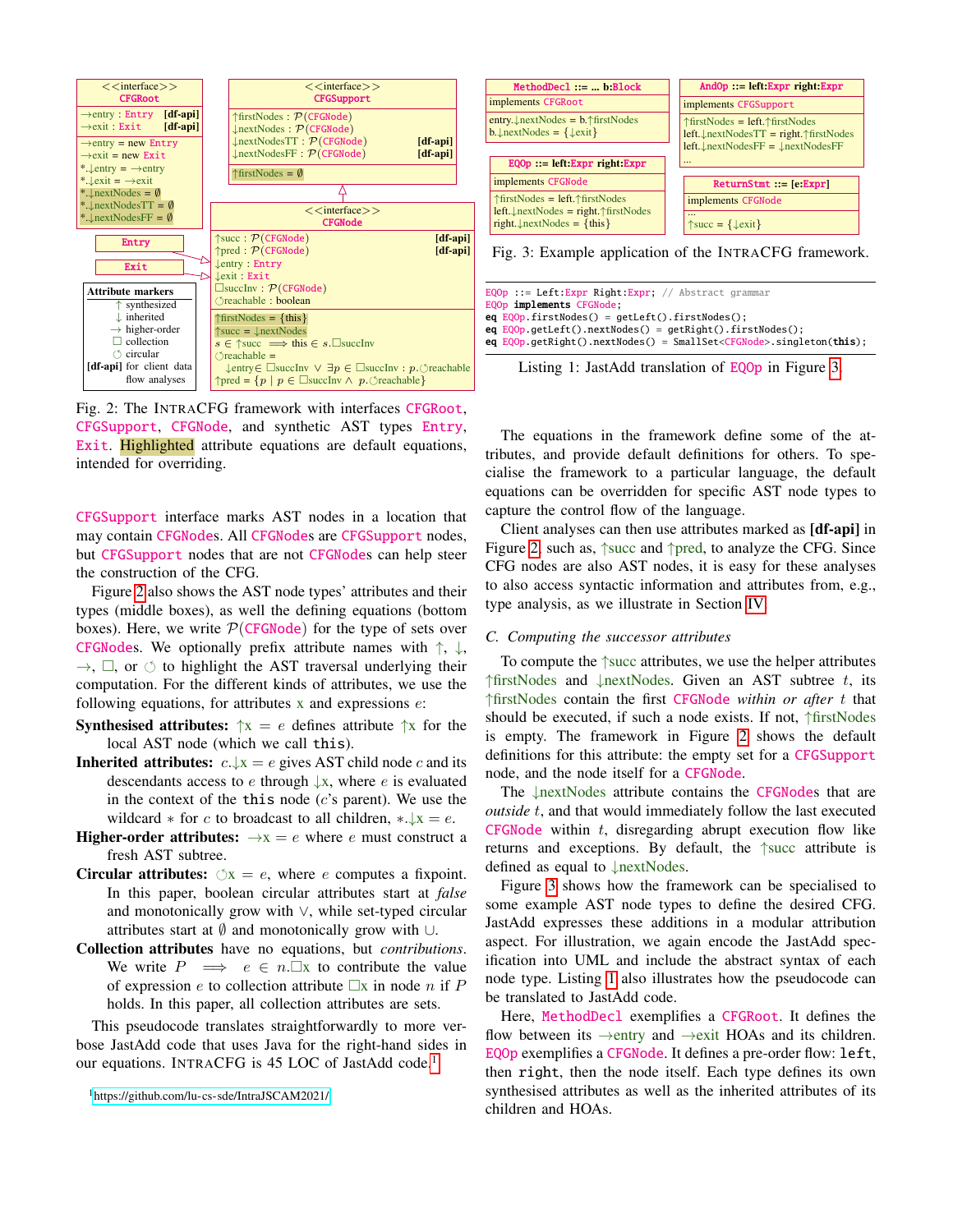Fig. 2: The INTRACFG framework with interfaces CFGRoot, CFGSupport, CFGNode, and synthetic AST types Entry, Exit. Highlighted attribute equations are default equations, intended for overriding.

Fig. 3: Example application of the INTRACFG framework.

```
EQOp ::= Left:Expr Right:Expr; // Abstract grammar
EQOp implements CFGNode;
eq EQOp.firstNodes() = getLeft().firstNodes();
eq EQOp.getLeft().nextNodes() = getRight().firstNodes();
eq EQOp.getRight().nextNodes() = SmallSet<CFGNode>.singleton(this);
```

Listing 1: JastAdd translation of EQOp in Figure 3.

CFGSupport interface marks AST nodes in a location that may contain CFGNodes. All CFGNodes are CFGSupport nodes, but CFGSupport nodes that are not CFGNodes can help steer the construction of the CFG.

Figure 2 also shows the AST node types' attributes and their types (middle boxes), as well the defining equations (bottom boxes). Here, we write $\mathcal{P}$(CFGNode) for the type of sets over CFGNodes. We optionally prefix attribute names with $\uparrow$, $\downarrow$, $\rightarrow$, $\square$, or $\circlearrowleft$ to highlight the AST traversal underlying their computation. For the different kinds of attributes, we use the following equations, for attributes x and expressions $e$:

**Synthesised attributes:** $\uparrow$x $= e$ defines attribute $\uparrow$x for the local AST node (which we call this).

**Inherited attributes:** $c.\downarrow$x $= e$ gives AST child node $c$ and its descendants access to $e$ through $\downarrow$x, where $e$ is evaluated in the context of the this node ($c$'s parent). We use the wildcard $*$ for $c$ to broadcast to all children, $*.\downarrow$x $= e$.

**Higher-order attributes:** $\rightarrow$x $= e$ where $e$ must construct a fresh AST subtree.

**Circular attributes:** $\circlearrowleft$x $= e$, where $e$ computes a fixpoint. In this paper, boolean circular attributes start at *false* and monotonically grow with $\vee$, while set-typed circular attributes start at $\emptyset$ and monotonically grow with $\cup$.

**Collection attributes** have no equations, but *contributions*. We write $P \implies e \in n.\square$x to contribute the value of expression $e$ to collection attribute $\square$x in node $n$ if $P$ holds. In this paper, all collection attributes are sets.

This pseudocode translates straightforwardly to more verbose JastAdd code that uses Java for the right-hand sides in our equations. INTRACFG is 45 LOC of JastAdd code.[1]

[1] https://github.com/lu-cs-sde/IntraJSCAM2021/

The equations in the framework define some of the attributes, and provide default definitions for others. To specialise the framework to a particular language, the default equations can be overridden for specific AST node types to capture the control flow of the language.

Client analyses can then use attributes marked as **[df-api]** in Figure 2, such as, $\uparrow$succ and $\uparrow$pred, to analyze the CFG. Since CFG nodes are also AST nodes, it is easy for these analyses to also access syntactic information and attributes from, e.g., type analysis, as we illustrate in Section IV.

### C. Computing the successor attributes

To compute the $\uparrow$succ attributes, we use the helper attributes $\uparrow$firstNodes and $\downarrow$nextNodes. Given an AST subtree $t$, its $\uparrow$firstNodes contain the first CFGNode *within or after* $t$ that should be executed, if such a node exists. If not, $\uparrow$firstNodes is empty. The framework in Figure 2 shows the default definitions for this attribute: the empty set for a CFGSupport node, and the node itself for a CFGNode.

The $\downarrow$nextNodes attribute contains the CFGNodes that are *outside* $t$, and that would immediately follow the last executed CFGNode within $t$, disregarding abrupt execution flow like returns and exceptions. By default, the $\uparrow$succ attribute is defined as equal to $\downarrow$nextNodes.

Figure 3 shows how the framework can be specialised to some example AST node types to define the desired CFG. JastAdd expresses these additions in a modular attribution aspect. For illustration, we again encode the JastAdd specification into UML and include the abstract syntax of each node type. Listing 1 also illustrates how the pseudocode can be translated to JastAdd code.

Here, MethodDecl exemplifies a CFGRoot. It defines the flow between its $\rightarrow$entry and $\rightarrow$exit HOAs and its children. EQOp exemplifies a CFGNode. It defines a pre-order flow: left, then right, then the node itself. Each type defines its own synthesised attributes as well as the inherited attributes of its children and HOAs.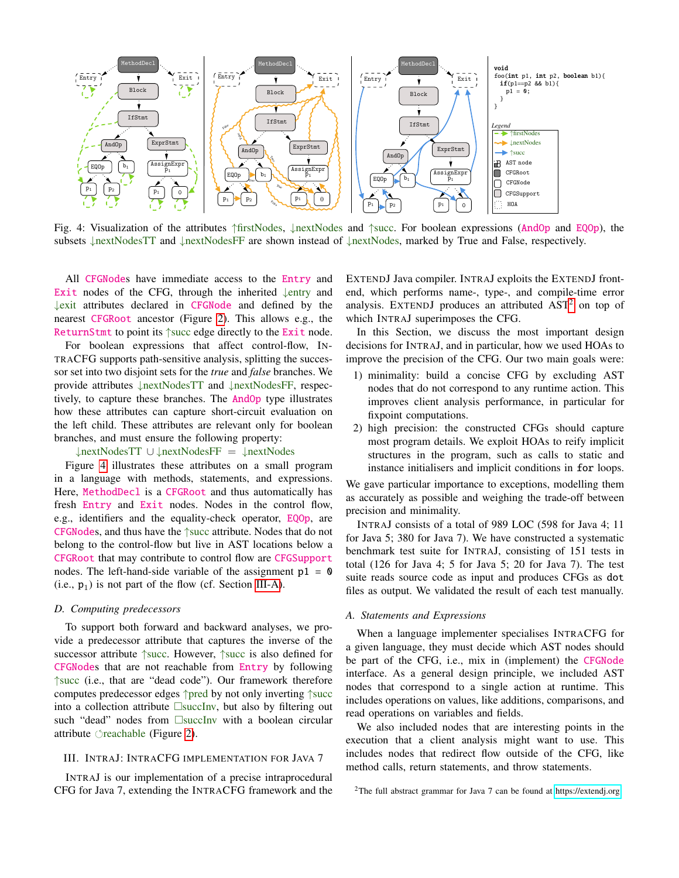Fig. 4: Visualization of the attributes ↑firstNodes, ↓nextNodes and ↑succ. For boolean expressions (AndOp and EQOp), the subsets ↓nextNodesTT and ↓nextNodesFF are shown instead of ↓nextNodes, marked by True and False, respectively.

All CFGNodes have immediate access to the Entry and Exit nodes of the CFG, through the inherited ↓entry and ↓exit attributes declared in CFGNode and defined by the nearest CFGRoot ancestor (Figure 2). This allows e.g., the ReturnStmt to point its ↑succ edge directly to the Exit node.

For boolean expressions that affect control-flow, INTRACFG supports path-sensitive analysis, splitting the successor set into two disjoint sets for the *true* and *false* branches. We provide attributes ↓nextNodesTT and ↓nextNodesFF, respectively, to capture these branches. The AndOp type illustrates how these attributes can capture short-circuit evaluation on the left child. These attributes are relevant only for boolean branches, and must ensure the following property:

$$\downarrow\text{nextNodesTT} \cup \downarrow\text{nextNodesFF} = \downarrow\text{nextNodes}$$

Figure 4 illustrates these attributes on a small program in a language with methods, statements, and expressions. Here, MethodDecl is a CFGRoot and thus automatically has fresh Entry and Exit nodes. Nodes in the control flow, e.g., identifiers and the equality-check operator, EQOp, are CFGNodes, and thus have the ↑succ attribute. Nodes that do not belong to the control-flow but live in AST locations below a CFGRoot that may contribute to control flow are CFGSupport nodes. The left-hand-side variable of the assignment `p1 = 0` (i.e., $p_1$) is not part of the flow (cf. Section III-A).

### D. Computing predecessors

To support both forward and backward analyses, we provide a predecessor attribute that captures the inverse of the successor attribute ↑succ. However, ↑succ is also defined for CFGNodes that are not reachable from Entry by following ↑succ (i.e., that are "dead code"). Our framework therefore computes predecessor edges ↑pred by not only inverting ↑succ into a collection attribute □succInv, but also by filtering out such "dead" nodes from □succInv with a boolean circular attribute ◌reachable (Figure 2).

## III. INTRAJ: INTRACFG IMPLEMENTATION FOR JAVA 7

INTRAJ is our implementation of a precise intraprocedural CFG for Java 7, extending the INTRACFG framework and the EXTENDJ Java compiler. INTRAJ exploits the EXTENDJ frontend, which performs name-, type-, and compile-time error analysis. EXTENDJ produces an attributed AST[2] on top of which INTRAJ superimposes the CFG.

In this Section, we discuss the most important design decisions for INTRAJ, and in particular, how we used HOAs to improve the precision of the CFG. Our two main goals were:

1) minimality: build a concise CFG by excluding AST nodes that do not correspond to any runtime action. This improves client analysis performance, in particular for fixpoint computations.
2) high precision: the constructed CFGs should capture most program details. We exploit HOAs to reify implicit structures in the program, such as calls to static and instance initialisers and implicit conditions in `for` loops.

We gave particular importance to exceptions, modelling them as accurately as possible and weighing the trade-off between precision and minimality.

INTRAJ consists of a total of 989 LOC (598 for Java 4; 11 for Java 5; 380 for Java 7). We have constructed a systematic benchmark test suite for INTRAJ, consisting of 151 tests in total (126 for Java 4; 5 for Java 5; 20 for Java 7). The test suite reads source code as input and produces CFGs as `dot` files as output. We validated the result of each test manually.

### A. Statements and Expressions

When a language implementer specialises INTRACFG for a given language, they must decide which AST nodes should be part of the CFG, i.e., mix in (implement) the CFGNode interface. As a general design principle, we included AST nodes that correspond to a single action at runtime. This includes operations on values, like additions, comparisons, and read operations on variables and fields.

We also included nodes that are interesting points in the execution that a client analysis might want to use. This includes nodes that redirect flow outside of the CFG, like method calls, return statements, and throw statements.

[2]The full abstract grammar for Java 7 can be found at https://extendj.org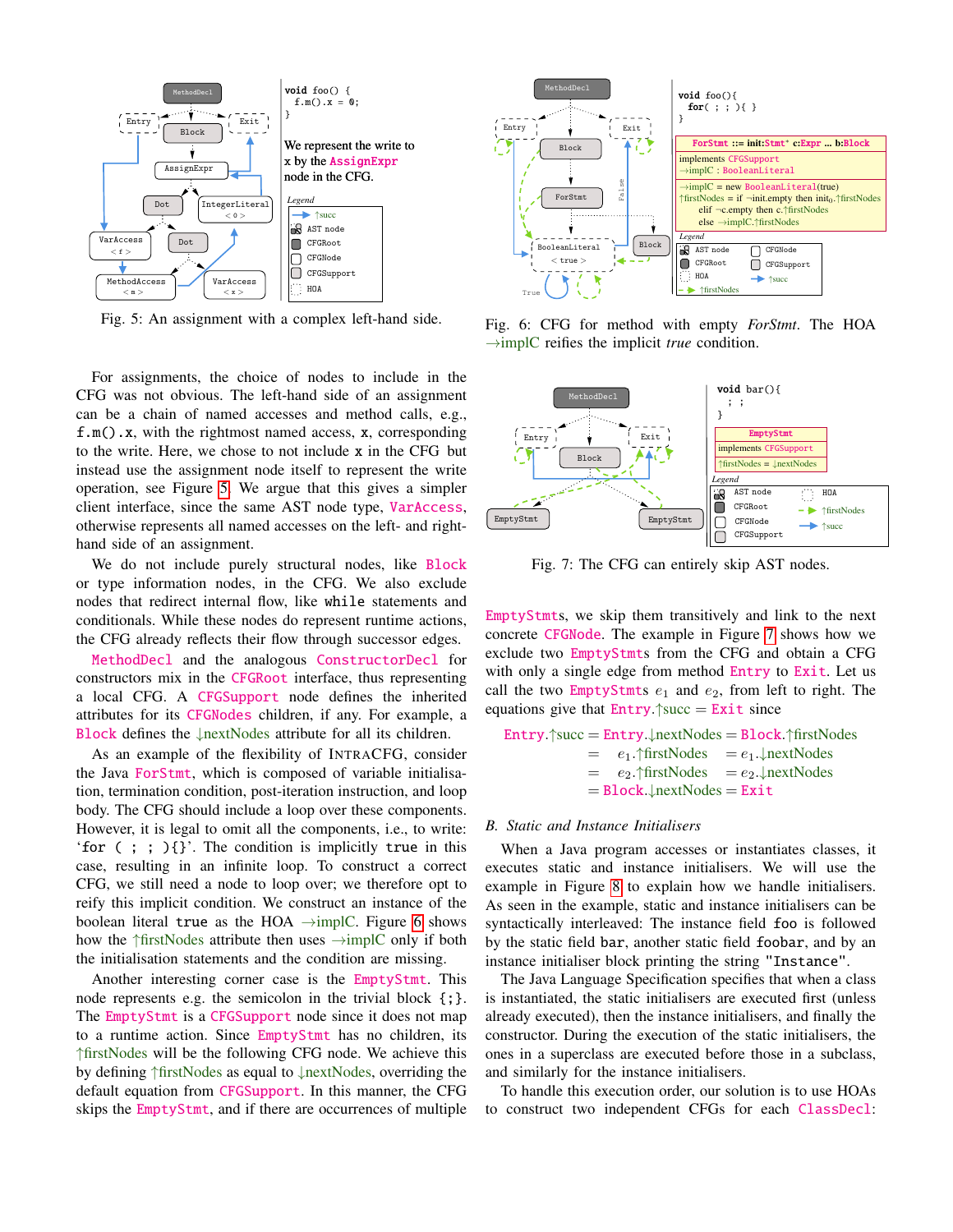Fig. 5: An assignment with a complex left-hand side.

Fig. 6: CFG for method with empty *ForStmt*. The HOA →implC reifies the implicit *true* condition.

Fig. 7: The CFG can entirely skip AST nodes.

For assignments, the choice of nodes to include in the CFG was not obvious. The left-hand side of an assignment can be a chain of named accesses and method calls, e.g., `f.m().x`, with the rightmost named access, `x`, corresponding to the write. Here, we chose to not include `x` in the CFG but instead use the assignment node itself to represent the write operation, see Figure 5. We argue that this gives a simpler client interface, since the same AST node type, `VarAccess`, otherwise represents all named accesses on the left- and right-hand side of an assignment.

We do not include purely structural nodes, like `Block` or type information nodes, in the CFG. We also exclude nodes that redirect internal flow, like `while` statements and conditionals. While these nodes do represent runtime actions, the CFG already reflects their flow through successor edges.

`MethodDecl` and the analogous `ConstructorDecl` for constructors mix in the `CFGRoot` interface, thus representing a local CFG. A `CFGSupport` node defines the inherited attributes for its `CFGNodes` children, if any. For example, a `Block` defines the ↓nextNodes attribute for all its children.

As an example of the flexibility of IntraCFG, consider the Java `ForStmt`, which is composed of variable initialisation, termination condition, post-iteration instruction, and loop body. The CFG should include a loop over these components. However, it is legal to omit all the components, i.e., to write: '`for ( ; ; ){}`'. The condition is implicitly `true` in this case, resulting in an infinite loop. To construct a correct CFG, we still need a node to loop over; we therefore opt to reify this implicit condition. We construct an instance of the boolean literal `true` as the HOA →implC. Figure 6 shows how the ↑firstNodes attribute then uses →implC only if both the initialisation statements and the condition are missing.

Another interesting corner case is the `EmptyStmt`. This node represents e.g. the semicolon in the trivial block `{;}`. The `EmptyStmt` is a `CFGSupport` node since it does not map to a runtime action. Since `EmptyStmt` has no children, its ↑firstNodes will be the following CFG node. We achieve this by defining ↑firstNodes as equal to ↓nextNodes, overriding the default equation from `CFGSupport`. In this manner, the CFG skips the `EmptyStmt`, and if there are occurrences of multiple `EmptyStmts`, we skip them transitively and link to the next concrete `CFGNode`. The example in Figure 7 shows how we exclude two `EmptyStmts` from the CFG and obtain a CFG with only a single edge from method `Entry` to `Exit`. Let us call the two `EmptyStmts` $e_1$ and $e_2$, from left to right. The equations give that `Entry`.↑succ = `Exit` since

$$
\begin{aligned}
\texttt{Entry}.\uparrow\text{succ} &= \texttt{Entry}.\downarrow\text{nextNodes} = \texttt{Block}.\uparrow\text{firstNodes} \\
&= \quad e_1.\uparrow\text{firstNodes} \quad = e_1.\downarrow\text{nextNodes} \\
&= \quad e_2.\uparrow\text{firstNodes} \quad = e_2.\downarrow\text{nextNodes} \\
&= \texttt{Block}.\downarrow\text{nextNodes} = \texttt{Exit}
\end{aligned}
$$

### B. *Static and Instance Initialisers*

When a Java program accesses or instantiates classes, it executes static and instance initialisers. We will use the example in Figure 8 to explain how we handle initialisers. As seen in the example, static and instance initialisers can be syntactically interleaved: The instance field `foo` is followed by the static field `bar`, another static field `foobar`, and by an instance initialiser block printing the string `"Instance"`.

The Java Language Specification specifies that when a class is instantiated, the static initialisers are executed first (unless already executed), then the instance initialisers, and finally the constructor. During the execution of the static initialisers, the ones in a superclass are executed before those in a subclass, and similarly for the instance initialisers.

To handle this execution order, our solution is to use HOAs to construct two independent CFGs for each `ClassDecl`: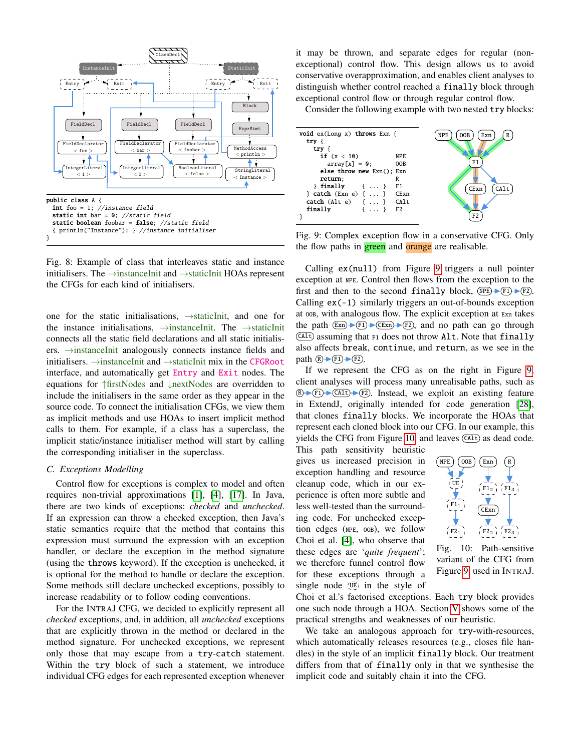```
public class A {
  int foo = 1; //instance field
  static int bar = 0; //static field
  static boolean foobar = false; //static field
  { println("Instance"); } //instance initialiser
}
```

Fig. 8: Example of class that interleaves static and instance initialisers. The →instanceInit and →staticInit HOAs represent the CFGs for each kind of initialisers.

one for the static initialisations, →staticInit, and one for the instance initialisations, →instanceInit. The →staticInit connects all the static field declarations and all static initialisers. →instanceInit analogously connects instance fields and initialisers. →instanceInit and →staticInit mix in the `CFGRoot` interface, and automatically get `Entry` and `Exit` nodes. The equations for ↑firstNodes and ↓nextNodes are overridden to include the initialisers in the same order as they appear in the source code. To connect the initialisation CFGs, we view them as implicit methods and use HOAs to insert implicit method calls to them. For example, if a class has a superclass, the implicit static/instance initialiser method will start by calling the corresponding initialiser in the superclass.

### C. Exceptions Modelling

Control flow for exceptions is complex to model and often requires non-trivial approximations [1], [4], [17]. In Java, there are two kinds of exceptions: *checked* and *unchecked*. If an expression can throw a checked exception, then Java's static semantics require that the method that contains this expression must surround the expression with an exception handler, or declare the exception in the method signature (using the `throws` keyword). If the exception is unchecked, it is optional for the method to handle or declare the exception. Some methods still declare unchecked exceptions, possibly to increase readability or to follow coding conventions.

For the INTRAJ CFG, we decided to explicitly represent all *checked* exceptions, and, in addition, all *unchecked* exceptions that are explicitly thrown in the method or declared in the method signature. For unchecked exceptions, we represent only those that may escape from a `try-catch` statement. Within the `try` block of such a statement, we introduce individual CFG edges for each represented exception whenever it may be thrown, and separate edges for regular (non-exceptional) control flow. This design allows us to avoid conservative overapproximation, and enables client analyses to distinguish whether control reached a `finally` block through exceptional control flow or through regular control flow.

Consider the following example with two nested `try` blocks:

```
void ex(Long x) throws Exn {
  try {
    try {
      if (x < 10)                NPE
        array[x] = 0;            OOB
      else throw new Exn(); Exn
      return;                    R
    } finally       { ... }      F1
  } catch (Exn e) { ... }        CExn
  catch (Alt e)    { ... }       CAlt
  finally          { ... }       F2
}
```

Fig. 9: Complex exception flow in a conservative CFG. Only the flow paths in green and orange are realisable.

Calling `ex(null)` from Figure 9 triggers a null pointer exception at NPE. Control then flows from the exception to the first and then to the second `finally` block, (NPE)→(F1)→(F2). Calling `ex(-1)` similarly triggers an out-of-bounds exception at OOB, with analogous flow. The explicit exception at Exn takes the path (Exn)→(F1)→(CExn)→(F2), and no path can go through (CAlt) assuming that F1 does not throw `Alt`. Note that `finally` also affects `break`, `continue`, and `return`, as we see in the path (R)→(F1)→(F2).

If we represent the CFG as on the right in Figure 9, client analyses will process many unrealisable paths, such as (R)→(F1)→(CAlt)→(F2). Instead, we exploit an existing feature in ExtendJ, originally intended for code generation [28], that clones `finally` blocks. We incorporate the HOAs that represent each cloned block into our CFG. In our example, this yields the CFG from Figure 10, and leaves (CAlt) as dead code. This path sensitivity heuristic gives us increased precision in exception handling and resource cleanup code, which in our experience is often more subtle and less well-tested than the surrounding code. For unchecked exception edges (NPE, OOB), we follow Choi et al. [4], who observe that these edges are '*quite frequent*'; we therefore funnel control flow for these exceptions through a single node (UE) in the style of Choi et al.'s factorised exceptions. Each `try` block provides one such node through a HOA. Section V shows some of the practical strengths and weaknesses of our heuristic.

Fig. 10: Path-sensitive variant of the CFG from Figure 9 used in INTRAJ.

We take an analogous approach for `try`-with-resources, which automatically releases resources (e.g., closes file handles) in the style of an implicit `finally` block. Our treatment differs from that of `finally` only in that we synthesise the implicit code and suitably chain it into the CFG.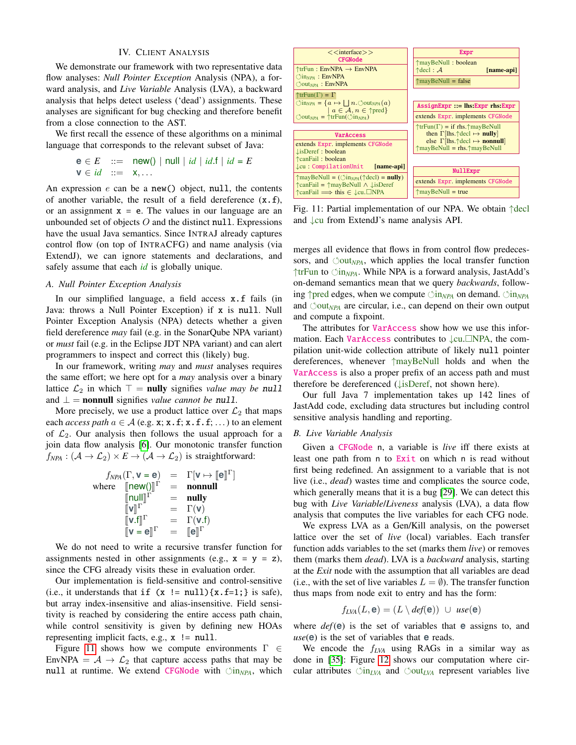## IV. Client Analysis

We demonstrate our framework with two representative data flow analyses: *Null Pointer Exception* Analysis (NPA), a forward analysis, and *Live Variable* Analysis (LVA), a backward analysis that helps detect useless ('dead') assignments. These analyses are significant for bug checking and therefore benefit from a close connection to the AST.

We first recall the essence of these algorithms on a minimal language that corresponds to the relevant subset of Java:

$$\begin{array}{lcl} \mathsf{e} \in E & ::= & \mathsf{new()} \mid \mathsf{null} \mid id \mid id.\mathsf{f} \mid id = E \\ \mathsf{v} \in id & ::= & \mathsf{x}, \ldots \end{array}$$

An expression $e$ can be a `new()` object, `null`, the contents of another variable, the result of a field dereference (`x.f`), or an assignment `x = e`. The values in our language are an unbounded set of objects $O$ and the distinct `null`. Expressions have the usual Java semantics. Since IntraJ already captures control flow (on top of IntraCFG) and name analysis (via ExtendJ), we can ignore statements and declarations, and safely assume that each *id* is globally unique.

### A. Null Pointer Exception Analysis

In our simplified language, a field access `x.f` fails (in Java: throws a Null Pointer Exception) if `x` is `null`. Null Pointer Exception Analysis (NPA) detects whether a given field dereference *may* fail (e.g. in the SonarQube NPA variant) or *must* fail (e.g. in the Eclipse JDT NPA variant) and can alert programmers to inspect and correct this (likely) bug.

In our framework, writing *may* and *must* analyses requires the same effort; we here opt for a *may* analysis over a binary lattice $\mathcal{L}_2$ in which $\top =$ **nully** signifies *value may be* `null` and $\bot =$ **nonnull** signifies *value cannot be* `null`.

More precisely, we use a product lattice over $\mathcal{L}_2$ that maps each *access path* $a \in \mathcal{A}$ (e.g. `x`; `x.f`; `x.f.f`; ...) to an element of $\mathcal{L}_2$. Our analysis then follows the usual approach for a join data flow analysis [6]. Our monotonic transfer function $f_{NPA} : (\mathcal{A} \to \mathcal{L}_2) \times E \to (\mathcal{A} \to \mathcal{L}_2)$ is straightforward:

$$\begin{array}{rcl} f_{NPA}(\Gamma, \mathsf{v} = \mathsf{e}) & = & \Gamma[\mathsf{v} \mapsto [\![\mathsf{e}]\!]^\Gamma] \\ \text{where} \quad [\![\mathsf{new()}]\!]^\Gamma & = & \textbf{nonnull} \\ [\![\mathsf{null}]\!]^\Gamma & = & \textbf{nully} \\ [\![\mathsf{v}]\!]^\Gamma & = & \Gamma(\mathsf{v}) \\ [\![\mathsf{v.f}]\!]^\Gamma & = & \Gamma(\mathsf{v.f}) \\ [\![\mathsf{v} = \mathsf{e}]\!]^\Gamma & = & [\![\mathsf{e}]\!]^\Gamma \end{array}$$

We do not need to write a recursive transfer function for assignments nested in other assignments (e.g., `x = y = z`), since the CFG already visits these in evaluation order.

Our implementation is field-sensitive and control-sensitive (i.e., it understands that `if (x != null){x.f=1;}` is safe), but array index-insensitive and alias-insensitive. Field sensitivity is reached by considering the entire access path chain, while control sensitivity is given by defining new HOAs representing implicit facts, e.g., `x != null`.

Figure 11 shows how we compute environments $\Gamma \in \text{EnvNPA} = \mathcal{A} \to \mathcal{L}_2$ that capture access paths that may be `null` at runtime. We extend `CFGNode` with ↻in$_{NPA}$, which merges all evidence that flows in from control flow predecessors, and ↻out$_{NPA}$, which applies the local transfer function ↑trFun to ↻in$_{NPA}$. While NPA is a forward analysis, JastAdd's on-demand semantics mean that we query *backwards*, following ↑pred edges, when we compute ↻in$_{NPA}$ on demand. ↻in$_{NPA}$ and ↻out$_{NPA}$ are circular, i.e., can depend on their own output and compute a fixpoint.

The attributes for `VarAccess` show how we use this information. Each `VarAccess` contributes to ↓cu.□NPA, the compilation unit-wide collection attribute of likely `null` pointer dereferences, whenever ↑mayBeNull holds and when the `VarAccess` is also a proper prefix of an access path and must therefore be dereferenced (↓isDeref, not shown here).

Our full Java 7 implementation takes up 142 lines of JastAdd code, excluding data structures but including control sensitive analysis handling and reporting.

**<<interface>> CFGNode**
- ↑trFun : EnvNPA → EnvNPA
- ↻in$_{NPA}$ : EnvNPA
- ↻out$_{NPA}$ : EnvNPA

---
- ↑trFun(Γ) = Γ
- ↻in$_{NPA}$ = $\{a \mapsto \bigsqcup n.$↻out$_{NPA}(a) \mid a \in \mathcal{A}, n \in$ ↑pred$\}$
- ↻out$_{NPA}$ = ↑trFun(↻in$_{NPA}$)

**VarAccess**
extends `Expr`. implements `CFGNode`
- ↓isDeref : boolean
- ↑canFail : boolean
- ↓cu : `CompilationUnit` **[name-api]**

---
- ↑mayBeNull = (↻in$_{NPA}$(↑decl) = **nully**)
- ↑canFail = ↑mayBeNull ∧ ↓isDeref
- ↑canFail ⟹ this ∈ ↓cu.□NPA

**Expr**
- ↑mayBeNull : boolean
- ↑decl : $\mathcal{A}$ **[name-api]**

---
- ↑mayBeNull = false

**AssignExpr ::= lhs:Expr rhs:Expr**
extends `Expr`. implements `CFGNode`

---
- ↑trFun(Γ) = if rhs.↑mayBeNull then Γ[lhs.↑decl ↦ **nully**] else Γ[lhs.↑decl ↦ **nonnull**]
- ↑mayBeNull = rhs.↑mayBeNull

**NullExpr**
extends `Expr`. implements `CFGNode`

---
- ↑mayBeNull = true

Fig. 11: Partial implementation of our NPA. We obtain ↑decl and ↓cu from ExtendJ's name analysis API.

### B. Live Variable Analysis

Given a `CFGNode` `n`, a variable is *live* iff there exists at least one path from `n` to `Exit` on which `n` is read without first being redefined. An assignment to a variable that is not live (i.e., *dead*) wastes time and complicates the source code, which generally means that it is a bug [29]. We can detect this bug with *Live Variable/Liveness* analysis (LVA), a data flow analysis that computes the live variables for each CFG node.

We express LVA as a Gen/Kill analysis, on the powerset lattice over the set of *live* (local) variables. Each transfer function adds variables to the set (marks them *live*) or removes them (marks them *dead*). LVA is a *backward* analysis, starting at the *Exit* node with the assumption that all variables are dead (i.e., with the set of live variables $L = \emptyset$). The transfer function thus maps from node exit to entry and has the form:

$$f_{LVA}(L, \mathsf{e}) = (L \setminus \mathit{def}(\mathsf{e})) \cup \mathit{use}(\mathsf{e})$$

where $\mathit{def}(\mathsf{e})$ is the set of variables that $\mathsf{e}$ assigns to, and $\mathit{use}(\mathsf{e})$ is the set of variables that $\mathsf{e}$ reads.

We encode the $f_{LVA}$ using RAGs in a similar way as done in [35]: Figure 12 shows our computation where circular attributes ↻in$_{LVA}$ and ↻out$_{LVA}$ represent variables live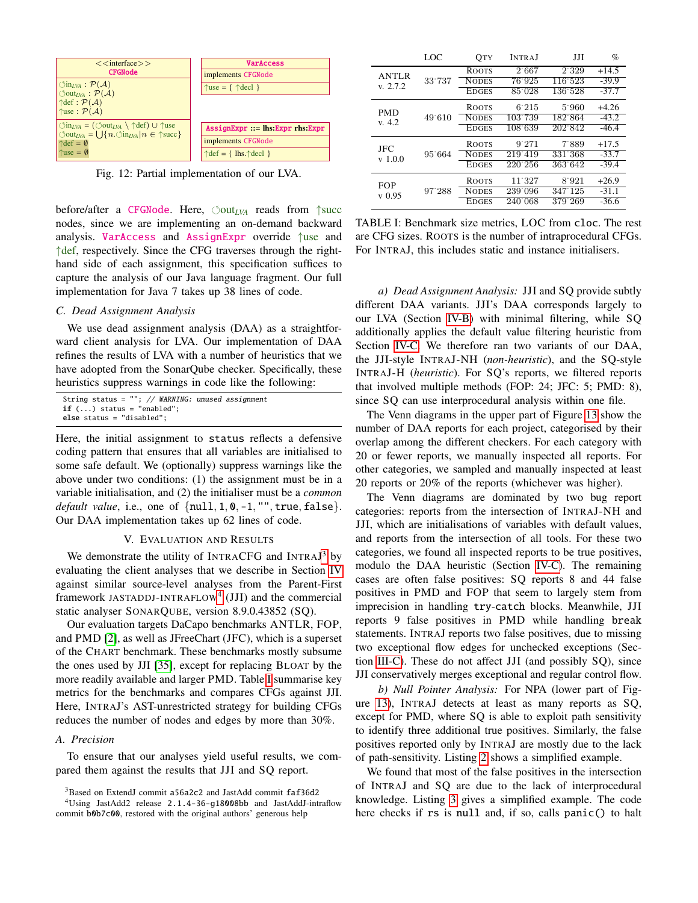| <<interface>> CFGNode |
| --- |
| $\circlearrowleft\text{in}_{LVA} : \mathcal{P}(\mathcal{A})$ <br> $\circlearrowleft\text{out}_{LVA} : \mathcal{P}(\mathcal{A})$ <br> $\uparrow\text{def} : \mathcal{P}(\mathcal{A})$ <br> $\uparrow\text{use} : \mathcal{P}(\mathcal{A})$ |
| $\circlearrowleft\text{in}_{LVA} = (\circlearrowleft\text{out}_{LVA} \setminus \uparrow\text{def}) \cup \uparrow\text{use}$ <br> $\circlearrowleft\text{out}_{LVA} = \bigcup\{n.\circlearrowleft\text{in}_{LVA} \mid n \in \uparrow\text{succ}\}$ <br> $\uparrow\text{def} = \emptyset$ <br> $\uparrow\text{use} = \emptyset$ |

| VarAccess |
| --- |
| implements CFGNode |
| ↑use = { ↑decl } |

| AssignExpr ::= lhs:Expr rhs:Expr |
| --- |
| implements CFGNode |
| ↑def = { lhs.↑decl } |

Fig. 12: Partial implementation of our LVA.

before/after a CFGNode. Here, $\circlearrowleft\text{out}_{LVA}$ reads from ↑succ nodes, since we are implementing an on-demand backward analysis. VarAccess and AssignExpr override ↑use and ↑def, respectively. Since the CFG traverses through the right-hand side of each assignment, this specification suffices to capture the analysis of our Java language fragment. Our full implementation for Java 7 takes up 38 lines of code.

### C. Dead Assignment Analysis

We use dead assignment analysis (DAA) as a straightforward client analysis for LVA. Our implementation of DAA refines the results of LVA with a number of heuristics that we have adopted from the SonarQube checker. Specifically, these heuristics suppress warnings in code like the following:

```
String status = ""; // WARNING: unused assignment
if (...) status = "enabled";
else status = "disabled";
```

Here, the initial assignment to `status` reflects a defensive coding pattern that ensures that all variables are initialised to some safe default. We (optionally) suppress warnings like the above under two conditions: (1) the assignment must be in a variable initialisation, and (2) the initialiser must be a *common default value*, i.e., one of {`null`, `1`, `0`, `-1`, `""`, `true`, `false`}. Our DAA implementation takes up 62 lines of code.

## V. Evaluation and Results

We demonstrate the utility of IntraCFG and IntraJ[3] by evaluating the client analyses that we describe in Section IV against similar source-level analyses from the Parent-First framework JastAddJ-IntraFlow[4] (JJI) and the commercial static analyser SonarQube, version 8.9.0.43852 (SQ).

Our evaluation targets DaCapo benchmarks ANTLR, FOP, and PMD [2], as well as JFreeChart (JFC), which is a superset of the Chart benchmark. These benchmarks mostly subsume the ones used by JJI [35], except for replacing Bloat by the more readily available and larger PMD. Table I summarise key metrics for the benchmarks and compares CFGs against JJI. Here, IntraJ's AST-unrestricted strategy for building CFGs reduces the number of nodes and edges by more than 30%.

### A. Precision

To ensure that our analyses yield useful results, we compared them against the results that JJI and SQ report.

[3] Based on ExtendJ commit `a56a2c2` and JastAdd commit `faf36d2`
[4] Using JastAdd2 release `2.1.4-36-g18008bb` and JastAddJ-intraflow commit `b0b7c00`, restored with the original authors' generous help

| | LOC | Qty | IntraJ | JJI | % |
| --- | --- | --- | --- | --- | --- |
| ANTLR v. 2.7.2 | 33 737 | Roots | 2 667 | 2 329 | +14.5 |
| | | Nodes | 76 925 | 116 523 | -39.9 |
| | | Edges | 85 028 | 136 528 | -37.7 |
| PMD v. 4.2 | 49 610 | Roots | 6 215 | 5 960 | +4.26 |
| | | Nodes | 103 739 | 182 864 | -43.2 |
| | | Edges | 108 639 | 202 842 | -46.4 |
| JFC v 1.0.0 | 95 664 | Roots | 9 271 | 7 889 | +17.5 |
| | | Nodes | 219 419 | 331 368 | -33.7 |
| | | Edges | 220 256 | 363 642 | -39.4 |
| FOP v 0.95 | 97 288 | Roots | 11 327 | 8 921 | +26.9 |
| | | Nodes | 239 096 | 347 125 | -31.1 |
| | | Edges | 240 068 | 379 269 | -36.6 |

TABLE I: Benchmark size metrics, LOC from `cloc`. The rest are CFG sizes. Roots is the number of intraprocedural CFGs. For IntraJ, this includes static and instance initialisers.

*a) Dead Assignment Analysis:* JJI and SQ provide subtly different DAA variants. JJI's DAA corresponds largely to our LVA (Section IV-B) with minimal filtering, while SQ additionally applies the default value filtering heuristic from Section IV-C. We therefore ran two variants of our DAA, the JJI-style IntraJ-NH (*non-heuristic*), and the SQ-style IntraJ-H (*heuristic*). For SQ's reports, we filtered reports that involved multiple methods (FOP: 24; JFC: 5; PMD: 8), since SQ can use interprocedural analysis within one file.

The Venn diagrams in the upper part of Figure 13 show the number of DAA reports for each project, categorised by their overlap among the different checkers. For each category with 20 or fewer reports, we manually inspected all reports. For other categories, we sampled and manually inspected at least 20 reports or 20% of the reports (whichever was higher).

The Venn diagrams are dominated by two bug report categories: reports from the intersection of IntraJ-NH and JJI, which are initialisations of variables with default values, and reports from the intersection of all tools. For these two categories, we found all inspected reports to be true positives, modulo the DAA heuristic (Section IV-C). The remaining cases are often false positives: SQ reports 8 and 44 false positives in PMD and FOP that seem to largely stem from imprecision in handling `try-catch` blocks. Meanwhile, JJI reports 9 false positives in PMD while handling `break` statements. IntraJ reports two false positives, due to missing two exceptional flow edges for unchecked exceptions (Section III-C). These do not affect JJI (and possibly SQ), since JJI conservatively merges exceptional and regular control flow.

*b) Null Pointer Analysis:* For NPA (lower part of Figure 13), IntraJ detects at least as many reports as SQ, except for PMD, where SQ is able to exploit path sensitivity to identify three additional true positives. Similarly, the false positives reported only by IntraJ are mostly due to the lack of path-sensitivity. Listing 2 shows a simplified example.

We found that most of the false positives in the intersection of IntraJ and SQ are due to the lack of interprocedural knowledge. Listing 3 gives a simplified example. The code here checks if `rs` is `null` and, if so, calls `panic()` to halt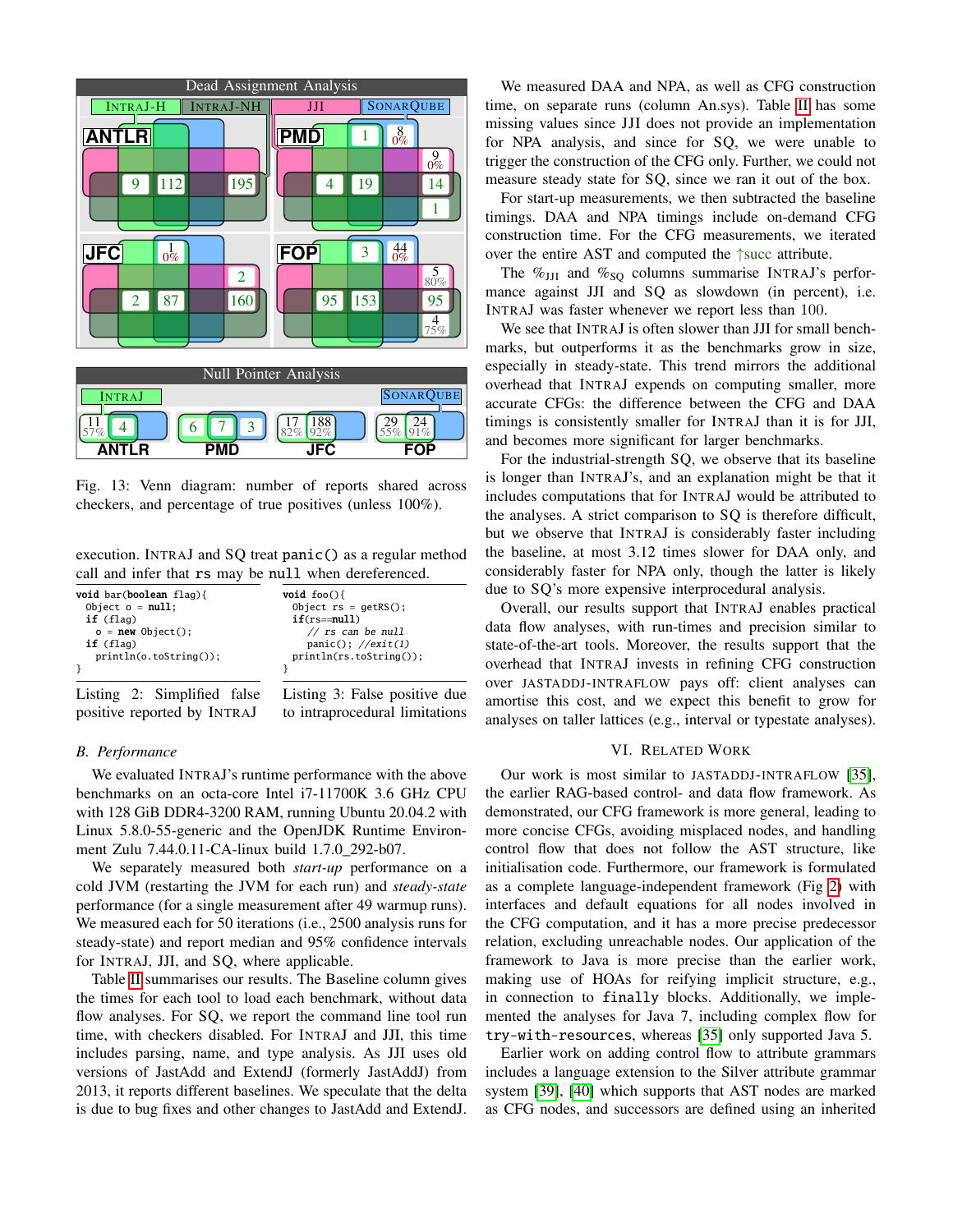Fig. 13: Venn diagram: number of reports shared across checkers, and percentage of true positives (unless 100%).

execution. INTRAJ and SQ treat `panic()` as a regular method call and infer that `rs` may be `null` when dereferenced.

```
void bar(boolean flag){
  Object o = null;
  if (flag)
    o = new Object();
  if (flag)
    println(o.toString());
}
```

Listing 2: Simplified false positive reported by INTRAJ

```
void foo(){
  Object rs = getRS();
  if(rs==null)
    // rs can be null
    panic(); //exit(1)
  println(rs.toString());
}
```

Listing 3: False positive due to intraprocedural limitations

### B. Performance

We evaluated INTRAJ's runtime performance with the above benchmarks on an octa-core Intel i7-11700K 3.6 GHz CPU with 128 GiB DDR4-3200 RAM, running Ubuntu 20.04.2 with Linux 5.8.0-55-generic and the OpenJDK Runtime Environment Zulu 7.44.0.11-CA-linux build 1.7.0_292-b07.

We separately measured both *start-up* performance on a cold JVM (restarting the JVM for each run) and *steady-state* performance (for a single measurement after 49 warmup runs). We measured each for 50 iterations (i.e., 2500 analysis runs for steady-state) and report median and 95% confidence intervals for INTRAJ, JJI, and SQ, where applicable.

Table II summarises our results. The Baseline column gives the times for each tool to load each benchmark, without data flow analyses. For SQ, we report the command line tool run time, with checkers disabled. For INTRAJ and JJI, this time includes parsing, name, and type analysis. As JJI uses old versions of JastAdd and ExtendJ (formerly JastAddJ) from 2013, it reports different baselines. We speculate that the delta is due to bug fixes and other changes to JastAdd and ExtendJ.

We measured DAA and NPA, as well as CFG construction time, on separate runs (column An.sys). Table II has some missing values since JJI does not provide an implementation for NPA analysis, and since for SQ, we were unable to trigger the construction of the CFG only. Further, we could not measure steady state for SQ, since we ran it out of the box.

For start-up measurements, we then subtracted the baseline timings. DAA and NPA timings include on-demand CFG construction time. For the CFG measurements, we iterated over the entire AST and computed the ↑succ attribute.

The $\%_{\text{JJI}}$ and $\%_{\text{SQ}}$ columns summarise INTRAJ's performance against JJI and SQ as slowdown (in percent), i.e. INTRAJ was faster whenever we report less than 100.

We see that INTRAJ is often slower than JJI for small benchmarks, but outperforms it as the benchmarks grow in size, especially in steady-state. This trend mirrors the additional overhead that INTRAJ expends on computing smaller, more accurate CFGs: the difference between the CFG and DAA timings is consistently smaller for INTRAJ than it is for JJI, and becomes more significant for larger benchmarks.

For the industrial-strength SQ, we observe that its baseline is longer than INTRAJ's, and an explanation might be that it includes computations that for INTRAJ would be attributed to the analyses. A strict comparison to SQ is therefore difficult, but we observe that INTRAJ is considerably faster including the baseline, at most 3.12 times slower for DAA only, and considerably faster for NPA only, though the latter is likely due to SQ's more expensive interprocedural analysis.

Overall, our results support that INTRAJ enables practical data flow analyses, with run-times and precision similar to state-of-the-art tools. Moreover, the results support that the overhead that INTRAJ invests in refining CFG construction over JASTADDJ-INTRAFLOW pays off: client analyses can amortise this cost, and we expect this benefit to grow for analyses on taller lattices (e.g., interval or typestate analyses).

## VI. RELATED WORK

Our work is most similar to JASTADDJ-INTRAFLOW [35], the earlier RAG-based control- and data flow framework. As demonstrated, our CFG framework is more general, leading to more concise CFGs, avoiding misplaced nodes, and handling control flow that does not follow the AST structure, like initialisation code. Furthermore, our framework is formulated as a complete language-independent framework (Fig 2) with interfaces and default equations for all nodes involved in the CFG computation, and it has a more precise predecessor relation, excluding unreachable nodes. Our application of the framework to Java is more precise than the earlier work, making use of HOAs for reifying implicit structure, e.g., in connection to `finally` blocks. Additionally, we implemented the analyses for Java 7, including complex flow for `try-with-resources`, whereas [35] only supported Java 5.

Earlier work on adding control flow to attribute grammars includes a language extension to the Silver attribute grammar system [39], [40] which supports that AST nodes are marked as CFG nodes, and successors are defined using an inherited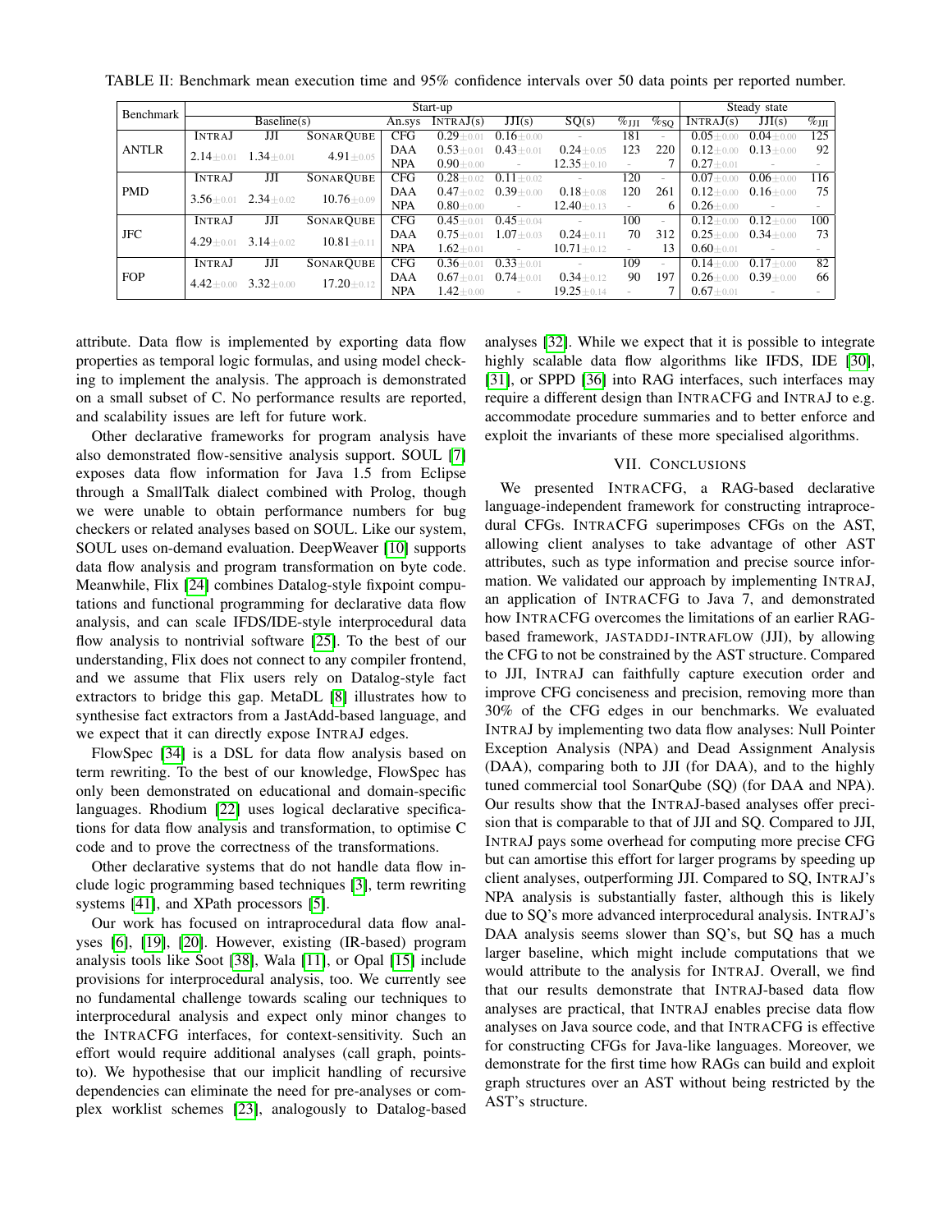TABLE II: Benchmark mean execution time and 95% confidence intervals over 50 data points per reported number.

| Benchmark | Start-up | | | | | | | | | Steady state | | |
|---|---|---|---|---|---|---|---|---|---|---|---|---|
| | Baseline(s) | | | An.sys | INTRAJ(s) | JJI(s) | SQ(s) | $\%_{JJI}$ | $\%_{SQ}$ | INTRAJ(s) | JJI(s) | $\%_{JJI}$ |
| ANTLR | INTRAJ | JJI | SONARQUBE | CFG | $0.29_{\pm 0.01}$ | $0.16_{\pm 0.00}$ | - | 181 | - | $0.05_{\pm 0.00}$ | $0.04_{\pm 0.00}$ | 125 |
| | $2.14_{\pm 0.01}$ | $1.34_{\pm 0.01}$ | $4.91_{\pm 0.05}$ | DAA | $0.53_{\pm 0.01}$ | $0.43_{\pm 0.01}$ | $0.24_{\pm 0.05}$ | 123 | 220 | $0.12_{\pm 0.00}$ | $0.13_{\pm 0.00}$ | 92 |
| | | | | NPA | $0.90_{\pm 0.00}$ | - | $12.35_{\pm 0.10}$ | - | 7 | $0.27_{\pm 0.01}$ | - | - |
| PMD | INTRAJ | JJI | SONARQUBE | CFG | $0.28_{\pm 0.02}$ | $0.11_{\pm 0.02}$ | - | 120 | - | $0.07_{\pm 0.00}$ | $0.06_{\pm 0.00}$ | 116 |
| | $3.56_{\pm 0.01}$ | $2.34_{\pm 0.02}$ | $10.76_{\pm 0.09}$ | DAA | $0.47_{\pm 0.02}$ | $0.39_{\pm 0.00}$ | $0.18_{\pm 0.08}$ | 120 | 261 | $0.12_{\pm 0.00}$ | $0.16_{\pm 0.00}$ | 75 |
| | | | | NPA | $0.80_{\pm 0.00}$ | - | $12.40_{\pm 0.13}$ | - | 6 | $0.26_{\pm 0.00}$ | - | - |
| JFC | INTRAJ | JJI | SONARQUBE | CFG | $0.45_{\pm 0.01}$ | $0.45_{\pm 0.04}$ | - | 100 | - | $0.12_{\pm 0.00}$ | $0.12_{\pm 0.00}$ | 100 |
| | $4.29_{\pm 0.01}$ | $3.14_{\pm 0.02}$ | $10.81_{\pm 0.11}$ | DAA | $0.75_{\pm 0.01}$ | $1.07_{\pm 0.03}$ | $0.24_{\pm 0.11}$ | 70 | 312 | $0.25_{\pm 0.00}$ | $0.34_{\pm 0.00}$ | 73 |
| | | | | NPA | $1.62_{\pm 0.01}$ | - | $10.71_{\pm 0.12}$ | - | 13 | $0.60_{\pm 0.01}$ | - | - |
| FOP | INTRAJ | JJI | SONARQUBE | CFG | $0.36_{\pm 0.01}$ | $0.33_{\pm 0.01}$ | - | 109 | - | $0.14_{\pm 0.00}$ | $0.17_{\pm 0.00}$ | 82 |
| | $4.42_{\pm 0.00}$ | $3.32_{\pm 0.00}$ | $17.20_{\pm 0.12}$ | DAA | $0.67_{\pm 0.01}$ | $0.74_{\pm 0.01}$ | $0.34_{\pm 0.12}$ | 90 | 197 | $0.26_{\pm 0.00}$ | $0.39_{\pm 0.00}$ | 66 |
| | | | | NPA | $1.42_{\pm 0.00}$ | - | $19.25_{\pm 0.14}$ | - | 7 | $0.67_{\pm 0.01}$ | - | - |

attribute. Data flow is implemented by exporting data flow properties as temporal logic formulas, and using model checking to implement the analysis. The approach is demonstrated on a small subset of C. No performance results are reported, and scalability issues are left for future work.

Other declarative frameworks for program analysis have also demonstrated flow-sensitive analysis support. SOUL [7] exposes data flow information for Java 1.5 from Eclipse through a SmallTalk dialect combined with Prolog, though we were unable to obtain performance numbers for bug checkers or related analyses based on SOUL. Like our system, SOUL uses on-demand evaluation. DeepWeaver [10] supports data flow analysis and program transformation on byte code. Meanwhile, Flix [24] combines Datalog-style fixpoint computations and functional programming for declarative data flow analysis, and can scale IFDS/IDE-style interprocedural data flow analysis to nontrivial software [25]. To the best of our understanding, Flix does not connect to any compiler frontend, and we assume that Flix users rely on Datalog-style fact extractors to bridge this gap. MetaDL [8] illustrates how to synthesise fact extractors from a JastAdd-based language, and we expect that it can directly expose INTRAJ edges.

FlowSpec [34] is a DSL for data flow analysis based on term rewriting. To the best of our knowledge, FlowSpec has only been demonstrated on educational and domain-specific languages. Rhodium [22] uses logical declarative specifications for data flow analysis and transformation, to optimise C code and to prove the correctness of the transformations.

Other declarative systems that do not handle data flow include logic programming based techniques [3], term rewriting systems [41], and XPath processors [5].

Our work has focused on intraprocedural data flow analyses [6], [19], [20]. However, existing (IR-based) program analysis tools like Soot [38], Wala [11], or Opal [15] include provisions for interprocedural analysis, too. We currently see no fundamental challenge towards scaling our techniques to interprocedural analysis and expect only minor changes to the INTRACFG interfaces, for context-sensitivity. Such an effort would require additional analyses (call graph, points-to). We hypothesise that our implicit handling of recursive dependencies can eliminate the need for pre-analyses or complex worklist schemes [23], analogously to Datalog-based analyses [32]. While we expect that it is possible to integrate highly scalable data flow algorithms like IFDS, IDE [30], [31], or SPPD [36] into RAG interfaces, such interfaces may require a different design than INTRACFG and INTRAJ to e.g. accommodate procedure summaries and to better enforce and exploit the invariants of these more specialised algorithms.

## VII. Conclusions

We presented INTRACFG, a RAG-based declarative language-independent framework for constructing intraprocedural CFGs. INTRACFG superimposes CFGs on the AST, allowing client analyses to take advantage of other AST attributes, such as type information and precise source information. We validated our approach by implementing INTRAJ, an application of INTRACFG to Java 7, and demonstrated how INTRACFG overcomes the limitations of an earlier RAG-based framework, JASTADDJ-INTRAFLOW (JJI), by allowing the CFG to not be constrained by the AST structure. Compared to JJI, INTRAJ can faithfully capture execution order and improve CFG conciseness and precision, removing more than 30% of the CFG edges in our benchmarks. We evaluated INTRAJ by implementing two data flow analyses: Null Pointer Exception Analysis (NPA) and Dead Assignment Analysis (DAA), comparing both to JJI (for DAA), and to the highly tuned commercial tool SonarQube (SQ) (for DAA and NPA). Our results show that the INTRAJ-based analyses offer precision that is comparable to that of JJI and SQ. Compared to JJI, INTRAJ pays some overhead for computing more precise CFG but can amortise this effort for larger programs by speeding up client analyses, outperforming JJI. Compared to SQ, INTRAJ's NPA analysis is substantially faster, although this is likely due to SQ's more advanced interprocedural analysis. INTRAJ's DAA analysis seems slower than SQ's, but SQ has a much larger baseline, which might include computations that we would attribute to the analysis for INTRAJ. Overall, we find that our results demonstrate that INTRAJ-based data flow analyses are practical, that INTRAJ enables precise data flow analyses on Java source code, and that INTRACFG is effective for constructing CFGs for Java-like languages. Moreover, we demonstrate for the first time how RAGs can build and exploit graph structures over an AST without being restricted by the AST's structure.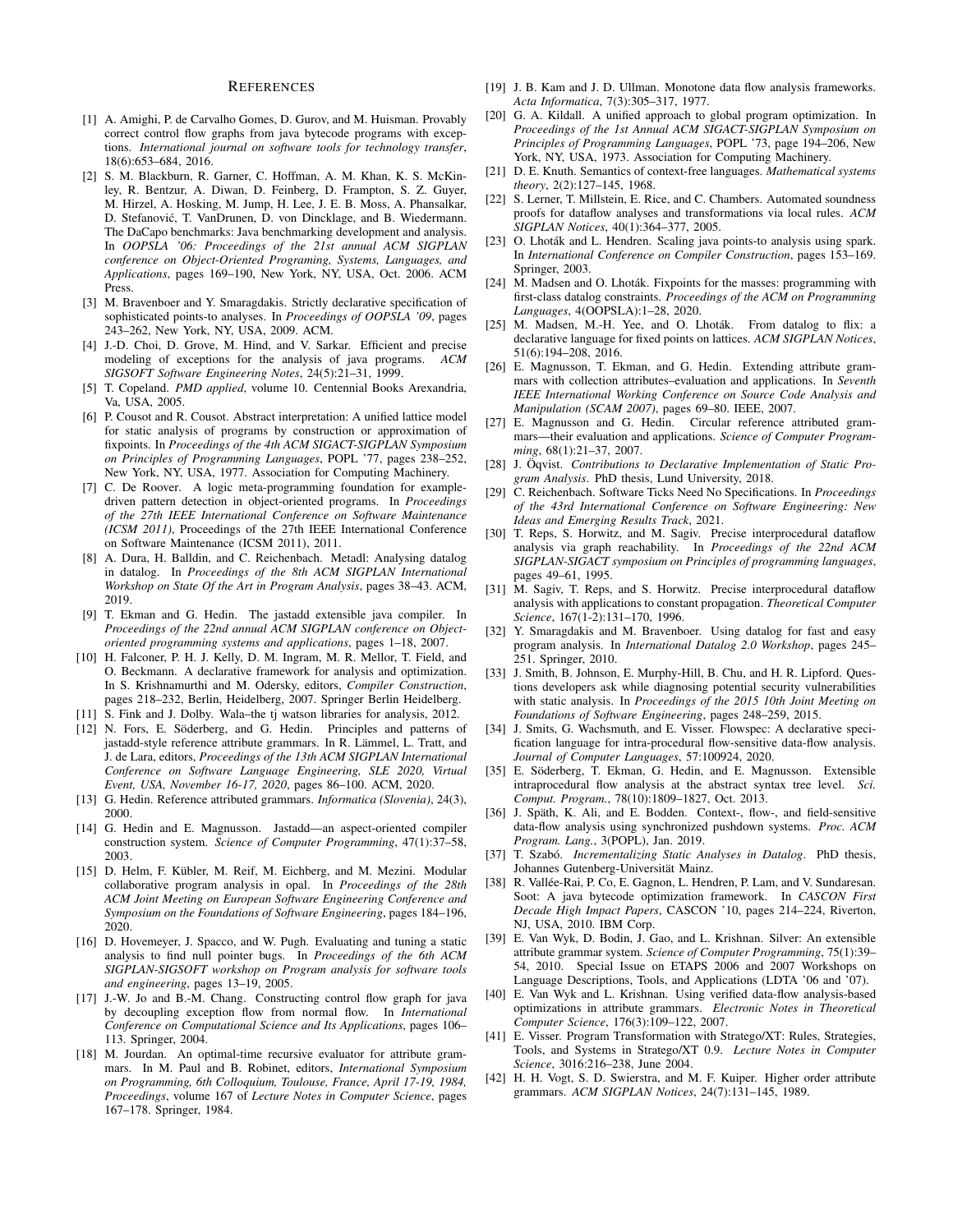## References

[1] A. Amighi, P. de Carvalho Gomes, D. Gurov, and M. Huisman. Provably correct control flow graphs from java bytecode programs with exceptions. *International journal on software tools for technology transfer*, 18(6):653–684, 2016.

[2] S. M. Blackburn, R. Garner, C. Hoffman, A. M. Khan, K. S. McKinley, R. Bentzur, A. Diwan, D. Feinberg, D. Frampton, S. Z. Guyer, M. Hirzel, A. Hosking, M. Jump, H. Lee, J. E. B. Moss, A. Phansalkar, D. Stefanović, T. VanDrunen, D. von Dincklage, and B. Wiedermann. The DaCapo benchmarks: Java benchmarking development and analysis. In *OOPSLA '06: Proceedings of the 21st annual ACM SIGPLAN conference on Object-Oriented Programing, Systems, Languages, and Applications*, pages 169–190, New York, NY, USA, Oct. 2006. ACM Press.

[3] M. Bravenboer and Y. Smaragdakis. Strictly declarative specification of sophisticated points-to analyses. In *Proceedings of OOPSLA '09*, pages 243–262, New York, NY, USA, 2009. ACM.

[4] J.-D. Choi, D. Grove, M. Hind, and V. Sarkar. Efficient and precise modeling of exceptions for the analysis of java programs. *ACM SIGSOFT Software Engineering Notes*, 24(5):21–31, 1999.

[5] T. Copeland. *PMD applied*, volume 10. Centennial Books Arexandria, Va, USA, 2005.

[6] P. Cousot and R. Cousot. Abstract interpretation: A unified lattice model for static analysis of programs by construction or approximation of fixpoints. In *Proceedings of the 4th ACM SIGACT-SIGPLAN Symposium on Principles of Programming Languages*, POPL '77, pages 238–252, New York, NY, USA, 1977. Association for Computing Machinery.

[7] C. De Roover. A logic meta-programming foundation for example-driven pattern detection in object-oriented programs. In *Proceedings of the 27th IEEE International Conference on Software Maintenance (ICSM 2011)*, Proceedings of the 27th IEEE International Conference on Software Maintenance (ICSM 2011), 2011.

[8] A. Dura, H. Balldin, and C. Reichenbach. Metadl: Analysing datalog in datalog. In *Proceedings of the 8th ACM SIGPLAN International Workshop on State Of the Art in Program Analysis*, pages 38–43. ACM, 2019.

[9] T. Ekman and G. Hedin. The jastadd extensible java compiler. In *Proceedings of the 22nd annual ACM SIGPLAN conference on Object-oriented programming systems and applications*, pages 1–18, 2007.

[10] H. Falconer, P. H. J. Kelly, D. M. Ingram, M. R. Mellor, T. Field, and O. Beckmann. A declarative framework for analysis and optimization. In S. Krishnamurthi and M. Odersky, editors, *Compiler Construction*, pages 218–232, Berlin, Heidelberg, 2007. Springer Berlin Heidelberg.

[11] S. Fink and J. Dolby. Wala–the tj watson libraries for analysis, 2012.

[12] N. Fors, E. Söderberg, and G. Hedin. Principles and patterns of jastadd-style reference attribute grammars. In R. Lämmel, L. Tratt, and J. de Lara, editors, *Proceedings of the 13th ACM SIGPLAN International Conference on Software Language Engineering, SLE 2020, Virtual Event, USA, November 16-17, 2020*, pages 86–100. ACM, 2020.

[13] G. Hedin. Reference attributed grammars. *Informatica (Slovenia)*, 24(3), 2000.

[14] G. Hedin and E. Magnusson. Jastadd—an aspect-oriented compiler construction system. *Science of Computer Programming*, 47(1):37–58, 2003.

[15] D. Helm, F. Kübler, M. Reif, M. Eichberg, and M. Mezini. Modular collaborative program analysis in opal. In *Proceedings of the 28th ACM Joint Meeting on European Software Engineering Conference and Symposium on the Foundations of Software Engineering*, pages 184–196, 2020.

[16] D. Hovemeyer, J. Spacco, and W. Pugh. Evaluating and tuning a static analysis to find null pointer bugs. In *Proceedings of the 6th ACM SIGPLAN-SIGSOFT workshop on Program analysis for software tools and engineering*, pages 13–19, 2005.

[17] J.-W. Jo and B.-M. Chang. Constructing control flow graph for java by decoupling exception flow from normal flow. In *International Conference on Computational Science and Its Applications*, pages 106–113. Springer, 2004.

[18] M. Jourdan. An optimal-time recursive evaluator for attribute grammars. In M. Paul and B. Robinet, editors, *International Symposium on Programming, 6th Colloquium, Toulouse, France, April 17-19, 1984, Proceedings*, volume 167 of *Lecture Notes in Computer Science*, pages 167–178. Springer, 1984.

[19] J. B. Kam and J. D. Ullman. Monotone data flow analysis frameworks. *Acta Informatica*, 7(3):305–317, 1977.

[20] G. A. Kildall. A unified approach to global program optimization. In *Proceedings of the 1st Annual ACM SIGACT-SIGPLAN Symposium on Principles of Programming Languages*, POPL '73, page 194–206, New York, NY, USA, 1973. Association for Computing Machinery.

[21] D. E. Knuth. Semantics of context-free languages. *Mathematical systems theory*, 2(2):127–145, 1968.

[22] S. Lerner, T. Millstein, E. Rice, and C. Chambers. Automated soundness proofs for dataflow analyses and transformations via local rules. *ACM SIGPLAN Notices*, 40(1):364–377, 2005.

[23] O. Lhoták and L. Hendren. Scaling java points-to analysis using spark. In *International Conference on Compiler Construction*, pages 153–169. Springer, 2003.

[24] M. Madsen and O. Lhoták. Fixpoints for the masses: programming with first-class datalog constraints. *Proceedings of the ACM on Programming Languages*, 4(OOPSLA):1–28, 2020.

[25] M. Madsen, M.-H. Yee, and O. Lhoták. From datalog to flix: a declarative language for fixed points on lattices. *ACM SIGPLAN Notices*, 51(6):194–208, 2016.

[26] E. Magnusson, T. Ekman, and G. Hedin. Extending attribute grammars with collection attributes–evaluation and applications. In *Seventh IEEE International Working Conference on Source Code Analysis and Manipulation (SCAM 2007)*, pages 69–80. IEEE, 2007.

[27] E. Magnusson and G. Hedin. Circular reference attributed grammars—their evaluation and applications. *Science of Computer Programming*, 68(1):21–37, 2007.

[28] J. Öqvist. *Contributions to Declarative Implementation of Static Program Analysis*. PhD thesis, Lund University, 2018.

[29] C. Reichenbach. Software Ticks Need No Specifications. In *Proceedings of the 43rd International Conference on Software Engineering: New Ideas and Emerging Results Track*, 2021.

[30] T. Reps, S. Horwitz, and M. Sagiv. Precise interprocedural dataflow analysis via graph reachability. In *Proceedings of the 22nd ACM SIGPLAN-SIGACT symposium on Principles of programming languages*, pages 49–61, 1995.

[31] M. Sagiv, T. Reps, and S. Horwitz. Precise interprocedural dataflow analysis with applications to constant propagation. *Theoretical Computer Science*, 167(1-2):131–170, 1996.

[32] Y. Smaragdakis and M. Bravenboer. Using datalog for fast and easy program analysis. In *International Datalog 2.0 Workshop*, pages 245–251. Springer, 2010.

[33] J. Smith, B. Johnson, E. Murphy-Hill, B. Chu, and H. R. Lipford. Questions developers ask while diagnosing potential security vulnerabilities with static analysis. In *Proceedings of the 2015 10th Joint Meeting on Foundations of Software Engineering*, pages 248–259, 2015.

[34] J. Smits, G. Wachsmuth, and E. Visser. Flowspec: A declarative specification language for intra-procedural flow-sensitive data-flow analysis. *Journal of Computer Languages*, 57:100924, 2020.

[35] E. Söderberg, T. Ekman, G. Hedin, and E. Magnusson. Extensible intraprocedural flow analysis at the abstract syntax tree level. *Sci. Comput. Program.*, 78(10):1809–1827, Oct. 2013.

[36] J. Späth, K. Ali, and E. Bodden. Context-, flow-, and field-sensitive data-flow analysis using synchronized pushdown systems. *Proc. ACM Program. Lang.*, 3(POPL), Jan. 2019.

[37] T. Szabó. *Incrementalizing Static Analyses in Datalog*. PhD thesis, Johannes Gutenberg-Universität Mainz.

[38] R. Vallée-Rai, P. Co, E. Gagnon, L. Hendren, P. Lam, and V. Sundaresan. Soot: A java bytecode optimization framework. In *CASCON First Decade High Impact Papers*, CASCON '10, pages 214–224, Riverton, NJ, USA, 2010. IBM Corp.

[39] E. Van Wyk, D. Bodin, J. Gao, and L. Krishnan. Silver: An extensible attribute grammar system. *Science of Computer Programming*, 75(1):39–54, 2010. Special Issue on ETAPS 2006 and 2007 Workshops on Language Descriptions, Tools, and Applications (LDTA '06 and '07).

[40] E. Van Wyk and L. Krishnan. Using verified data-flow analysis-based optimizations in attribute grammars. *Electronic Notes in Theoretical Computer Science*, 176(3):109–122, 2007.

[41] E. Visser. Program Transformation with Stratego/XT: Rules, Strategies, Tools, and Systems in Stratego/XT 0.9. *Lecture Notes in Computer Science*, 3016:216–238, June 2004.

[42] H. H. Vogt, S. D. Swierstra, and M. F. Kuiper. Higher order attribute grammars. *ACM SIGPLAN Notices*, 24(7):131–145, 1989.